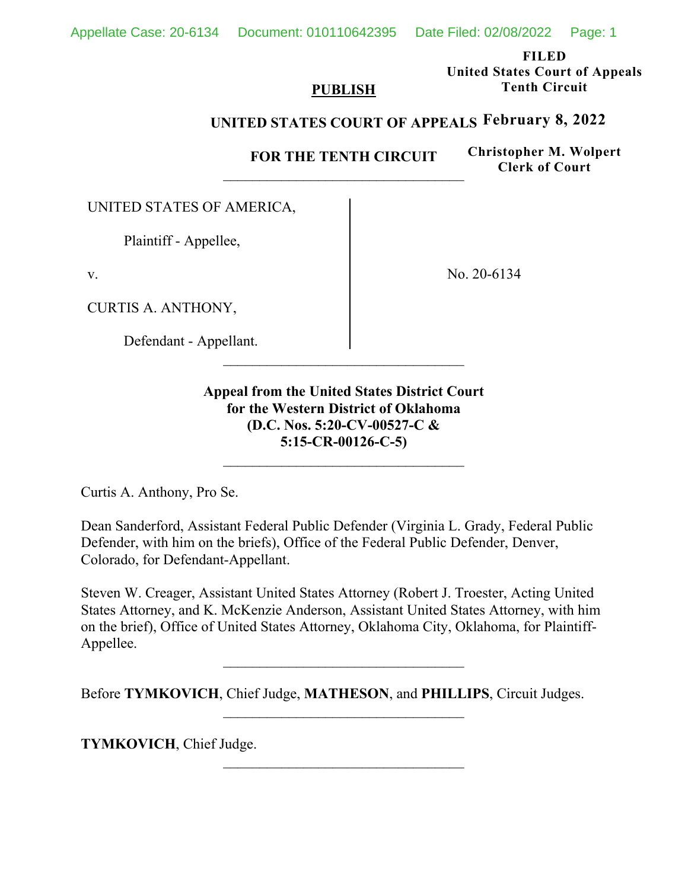**FILED**
**United States Court of Appeals**
**Tenth Circuit**

**PUBLISH**

**February 8, 2022**

**UNITED STATES COURT OF APPEALS**

**FOR THE TENTH CIRCUIT**

**Christopher M. Wolpert**
**Clerk of Court**

---

UNITED STATES OF AMERICA,

Plaintiff - Appellee,

v.

CURTIS A. ANTHONY,

Defendant - Appellant.

No. 20-6134

---

**Appeal from the United States District Court for the Western District of Oklahoma (D.C. Nos. 5:20-CV-00527-C & 5:15-CR-00126-C-5)**

---

Curtis A. Anthony, Pro Se.

Dean Sanderford, Assistant Federal Public Defender (Virginia L. Grady, Federal Public Defender, with him on the briefs), Office of the Federal Public Defender, Denver, Colorado, for Defendant-Appellant.

Steven W. Creager, Assistant United States Attorney (Robert J. Troester, Acting United States Attorney, and K. McKenzie Anderson, Assistant United States Attorney, with him on the brief), Office of United States Attorney, Oklahoma City, Oklahoma, for Plaintiff-Appellee.

---

Before **TYMKOVICH**, Chief Judge, **MATHESON**, and **PHILLIPS**, Circuit Judges.

---

**TYMKOVICH**, Chief Judge.

---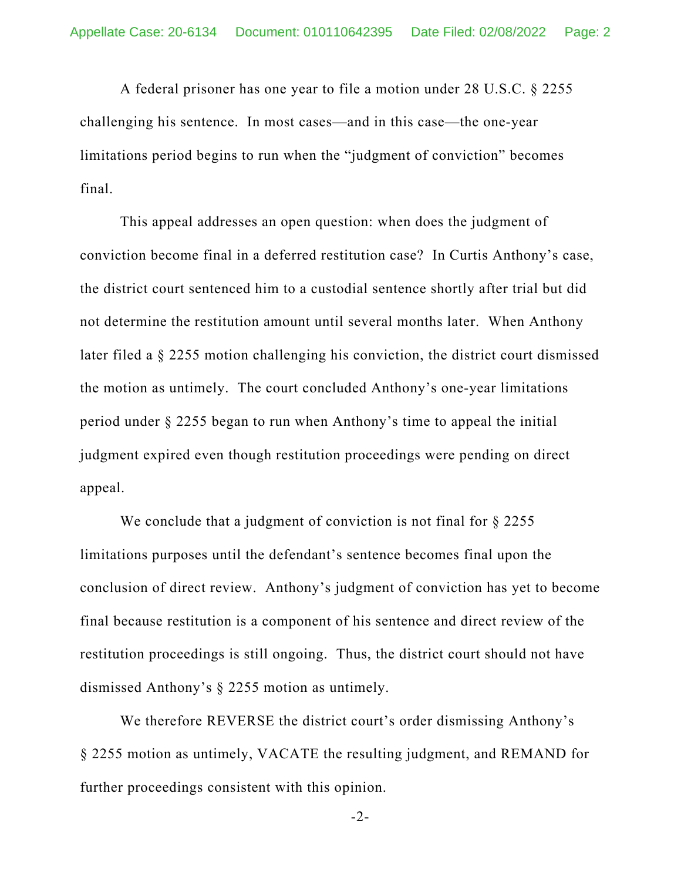A federal prisoner has one year to file a motion under 28 U.S.C. § 2255 challenging his sentence. In most cases—and in this case—the one-year limitations period begins to run when the "judgment of conviction" becomes final.

This appeal addresses an open question: when does the judgment of conviction become final in a deferred restitution case? In Curtis Anthony's case, the district court sentenced him to a custodial sentence shortly after trial but did not determine the restitution amount until several months later. When Anthony later filed a § 2255 motion challenging his conviction, the district court dismissed the motion as untimely. The court concluded Anthony's one-year limitations period under § 2255 began to run when Anthony's time to appeal the initial judgment expired even though restitution proceedings were pending on direct appeal.

We conclude that a judgment of conviction is not final for § 2255 limitations purposes until the defendant's sentence becomes final upon the conclusion of direct review. Anthony's judgment of conviction has yet to become final because restitution is a component of his sentence and direct review of the restitution proceedings is still ongoing. Thus, the district court should not have dismissed Anthony's § 2255 motion as untimely.

We therefore REVERSE the district court's order dismissing Anthony's § 2255 motion as untimely, VACATE the resulting judgment, and REMAND for further proceedings consistent with this opinion.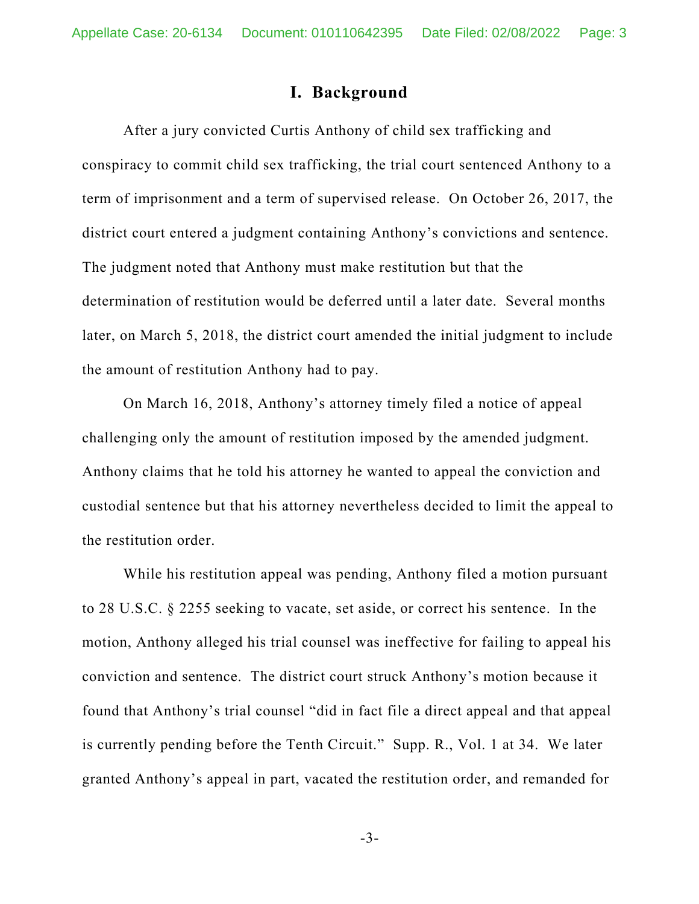## I. Background

After a jury convicted Curtis Anthony of child sex trafficking and conspiracy to commit child sex trafficking, the trial court sentenced Anthony to a term of imprisonment and a term of supervised release. On October 26, 2017, the district court entered a judgment containing Anthony's convictions and sentence. The judgment noted that Anthony must make restitution but that the determination of restitution would be deferred until a later date. Several months later, on March 5, 2018, the district court amended the initial judgment to include the amount of restitution Anthony had to pay.

On March 16, 2018, Anthony's attorney timely filed a notice of appeal challenging only the amount of restitution imposed by the amended judgment. Anthony claims that he told his attorney he wanted to appeal the conviction and custodial sentence but that his attorney nevertheless decided to limit the appeal to the restitution order.

While his restitution appeal was pending, Anthony filed a motion pursuant to 28 U.S.C. § 2255 seeking to vacate, set aside, or correct his sentence. In the motion, Anthony alleged his trial counsel was ineffective for failing to appeal his conviction and sentence. The district court struck Anthony's motion because it found that Anthony's trial counsel "did in fact file a direct appeal and that appeal is currently pending before the Tenth Circuit." Supp. R., Vol. 1 at 34. We later granted Anthony's appeal in part, vacated the restitution order, and remanded for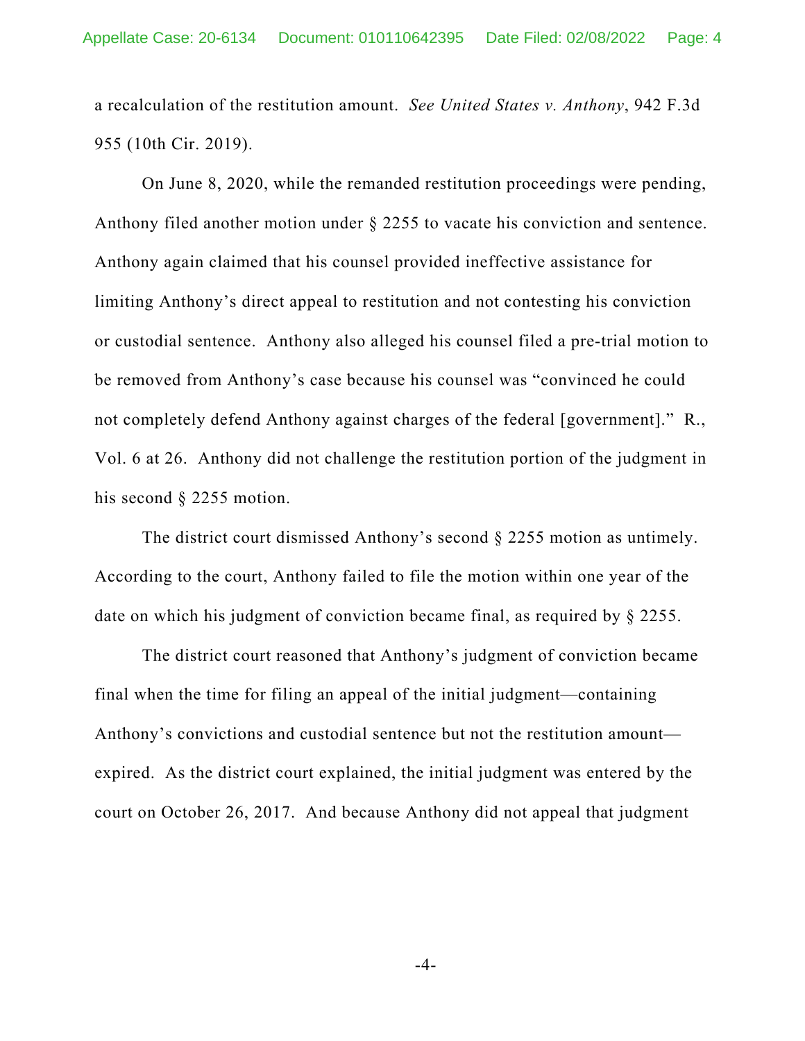a recalculation of the restitution amount. *See United States v. Anthony*, 942 F.3d 955 (10th Cir. 2019).

On June 8, 2020, while the remanded restitution proceedings were pending, Anthony filed another motion under § 2255 to vacate his conviction and sentence. Anthony again claimed that his counsel provided ineffective assistance for limiting Anthony's direct appeal to restitution and not contesting his conviction or custodial sentence. Anthony also alleged his counsel filed a pre-trial motion to be removed from Anthony's case because his counsel was "convinced he could not completely defend Anthony against charges of the federal [government]." R., Vol. 6 at 26. Anthony did not challenge the restitution portion of the judgment in his second § 2255 motion.

The district court dismissed Anthony's second § 2255 motion as untimely. According to the court, Anthony failed to file the motion within one year of the date on which his judgment of conviction became final, as required by § 2255.

The district court reasoned that Anthony's judgment of conviction became final when the time for filing an appeal of the initial judgment—containing Anthony's convictions and custodial sentence but not the restitution amount—expired. As the district court explained, the initial judgment was entered by the court on October 26, 2017. And because Anthony did not appeal that judgment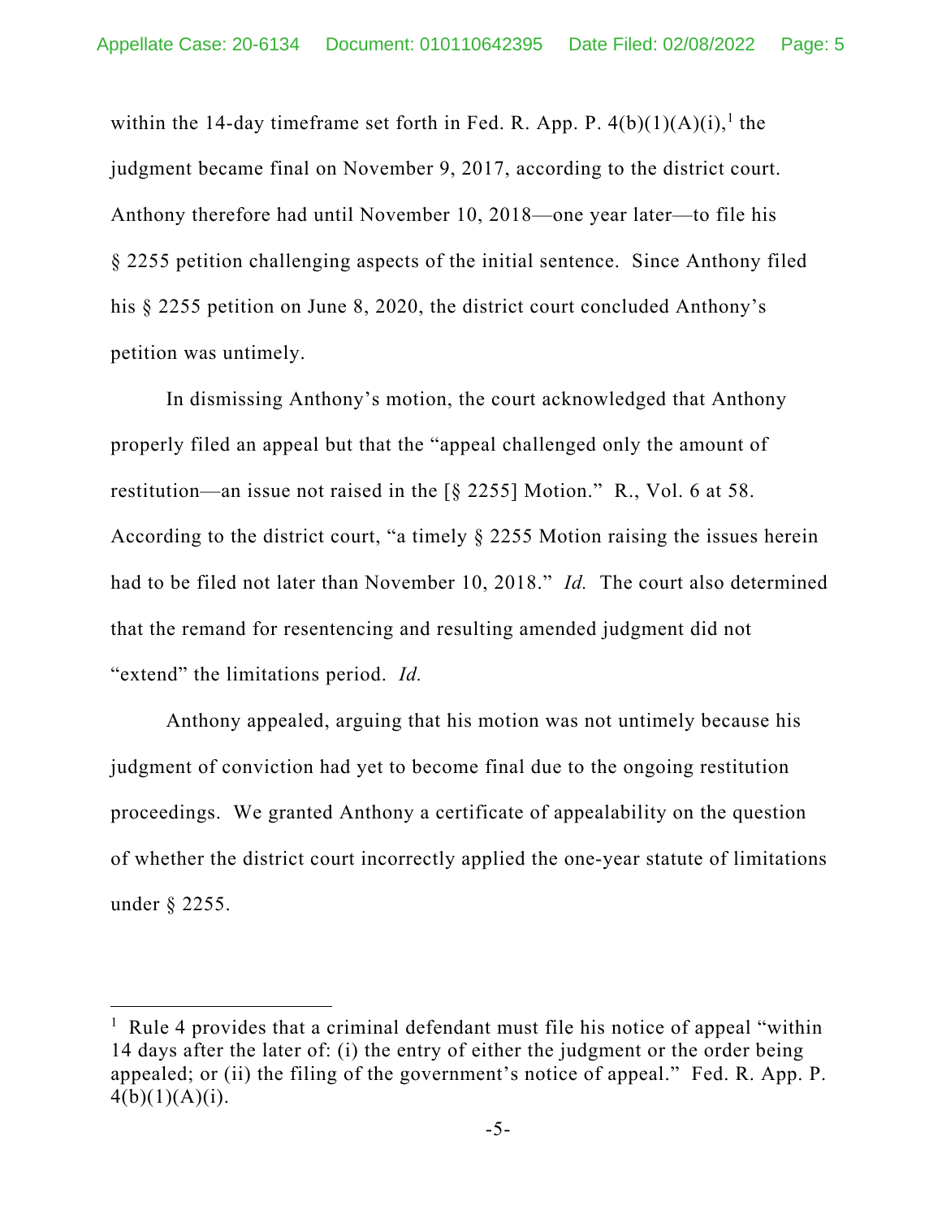within the 14-day timeframe set forth in Fed. R. App. P. 4(b)(1)(A)(i),[1] the judgment became final on November 9, 2017, according to the district court. Anthony therefore had until November 10, 2018—one year later—to file his § 2255 petition challenging aspects of the initial sentence. Since Anthony filed his § 2255 petition on June 8, 2020, the district court concluded Anthony's petition was untimely.

In dismissing Anthony's motion, the court acknowledged that Anthony properly filed an appeal but that the "appeal challenged only the amount of restitution—an issue not raised in the [§ 2255] Motion." R., Vol. 6 at 58. According to the district court, "a timely § 2255 Motion raising the issues herein had to be filed not later than November 10, 2018." *Id.* The court also determined that the remand for resentencing and resulting amended judgment did not "extend" the limitations period. *Id.*

Anthony appealed, arguing that his motion was not untimely because his judgment of conviction had yet to become final due to the ongoing restitution proceedings. We granted Anthony a certificate of appealability on the question of whether the district court incorrectly applied the one-year statute of limitations under § 2255.

---

[1] Rule 4 provides that a criminal defendant must file his notice of appeal "within 14 days after the later of: (i) the entry of either the judgment or the order being appealed; or (ii) the filing of the government's notice of appeal." Fed. R. App. P. 4(b)(1)(A)(i).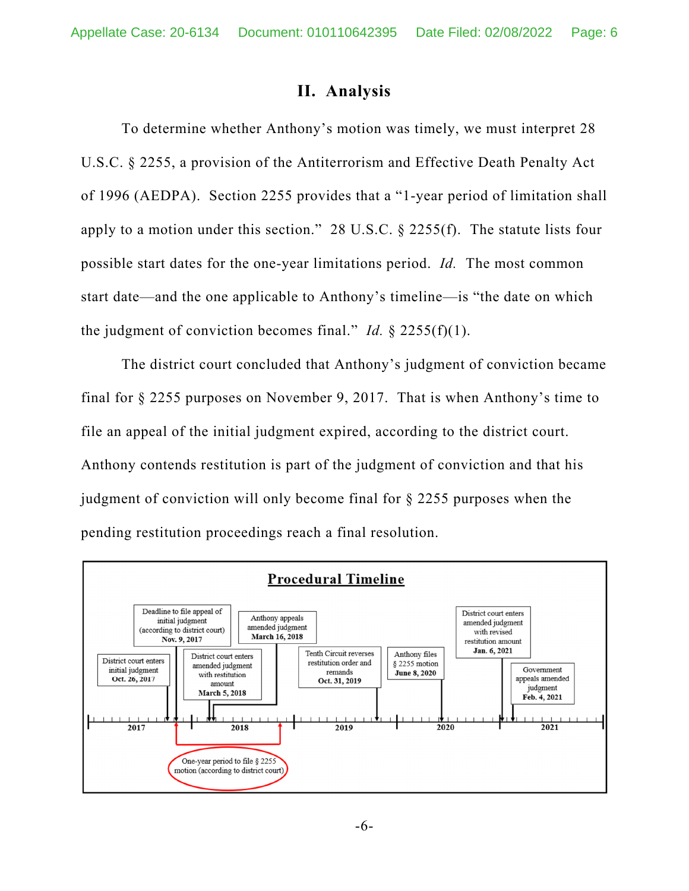## II. Analysis

To determine whether Anthony's motion was timely, we must interpret 28 U.S.C. § 2255, a provision of the Antiterrorism and Effective Death Penalty Act of 1996 (AEDPA). Section 2255 provides that a "1-year period of limitation shall apply to a motion under this section." 28 U.S.C. § 2255(f). The statute lists four possible start dates for the one-year limitations period. *Id.* The most common start date—and the one applicable to Anthony's timeline—is "the date on which the judgment of conviction becomes final." *Id.* § 2255(f)(1).

The district court concluded that Anthony's judgment of conviction became final for § 2255 purposes on November 9, 2017. That is when Anthony's time to file an appeal of the initial judgment expired, according to the district court. Anthony contends restitution is part of the judgment of conviction and that his judgment of conviction will only become final for § 2255 purposes when the pending restitution proceedings reach a final resolution.

**Procedural Timeline**

- District court enters initial judgment — **Oct. 26, 2017**
- Deadline to file appeal of initial judgment (according to district court) — **Nov. 9, 2017**
- District court enters amended judgment with restitution amount — **March 5, 2018**
- Anthony appeals amended judgment — **March 16, 2018**
- Tenth Circuit reverses restitution order and remands — **Oct. 31, 2019**
- Anthony files § 2255 motion — **June 8, 2020**
- District court enters amended judgment with revised restitution amount — **Jan. 6, 2021**
- Government appeals amended judgment — **Feb. 4, 2021**

One-year period to file § 2255 motion (according to district court): Nov. 9, 2017 – Nov. 9, 2018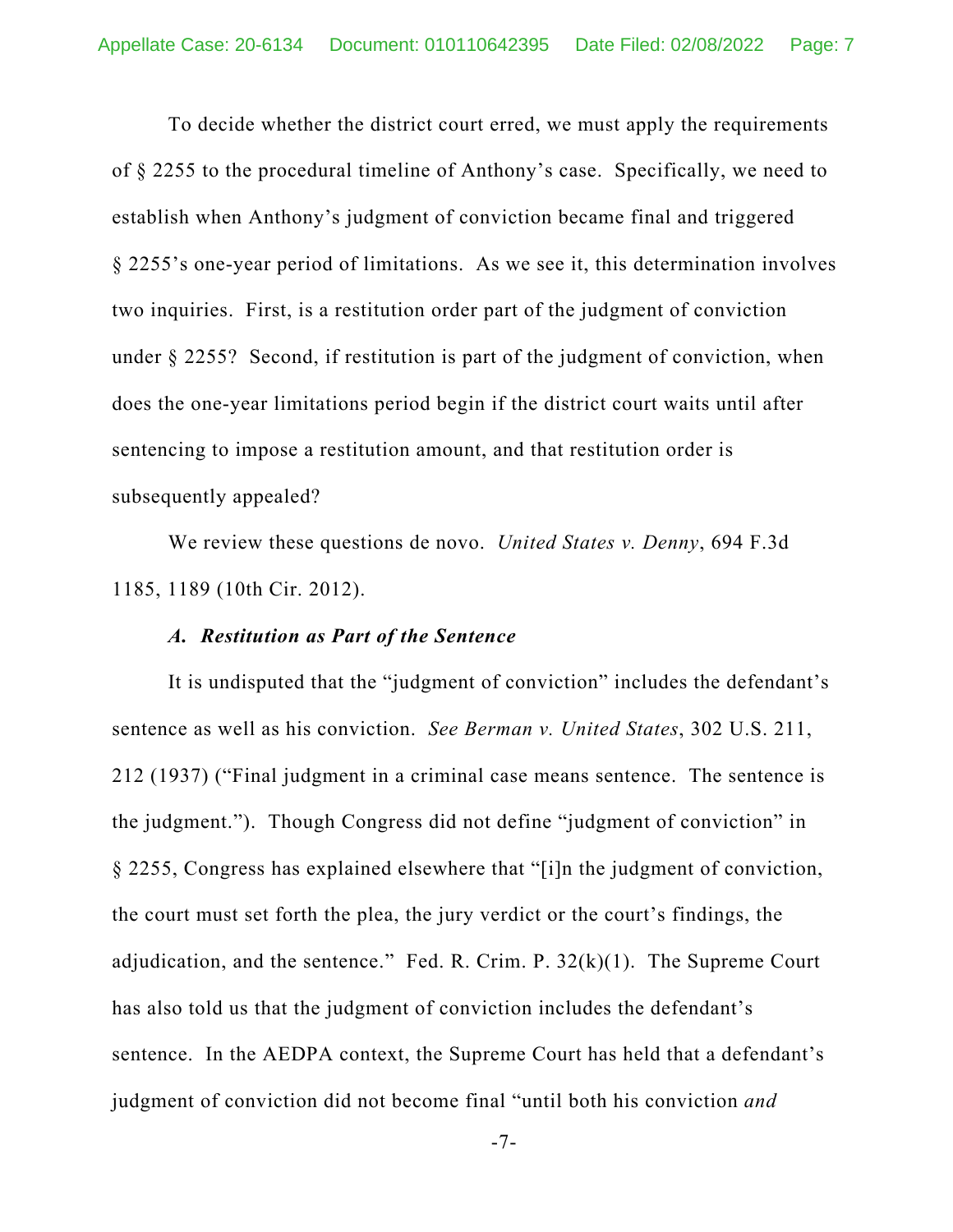To decide whether the district court erred, we must apply the requirements of § 2255 to the procedural timeline of Anthony's case. Specifically, we need to establish when Anthony's judgment of conviction became final and triggered § 2255's one-year period of limitations. As we see it, this determination involves two inquiries. First, is a restitution order part of the judgment of conviction under § 2255? Second, if restitution is part of the judgment of conviction, when does the one-year limitations period begin if the district court waits until after sentencing to impose a restitution amount, and that restitution order is subsequently appealed?

We review these questions de novo. *United States v. Denny*, 694 F.3d 1185, 1189 (10th Cir. 2012).

### *A. Restitution as Part of the Sentence*

It is undisputed that the "judgment of conviction" includes the defendant's sentence as well as his conviction. *See Berman v. United States*, 302 U.S. 211, 212 (1937) ("Final judgment in a criminal case means sentence. The sentence is the judgment."). Though Congress did not define "judgment of conviction" in § 2255, Congress has explained elsewhere that "[i]n the judgment of conviction, the court must set forth the plea, the jury verdict or the court's findings, the adjudication, and the sentence." Fed. R. Crim. P. 32(k)(1). The Supreme Court has also told us that the judgment of conviction includes the defendant's sentence. In the AEDPA context, the Supreme Court has held that a defendant's judgment of conviction did not become final "until both his conviction *and*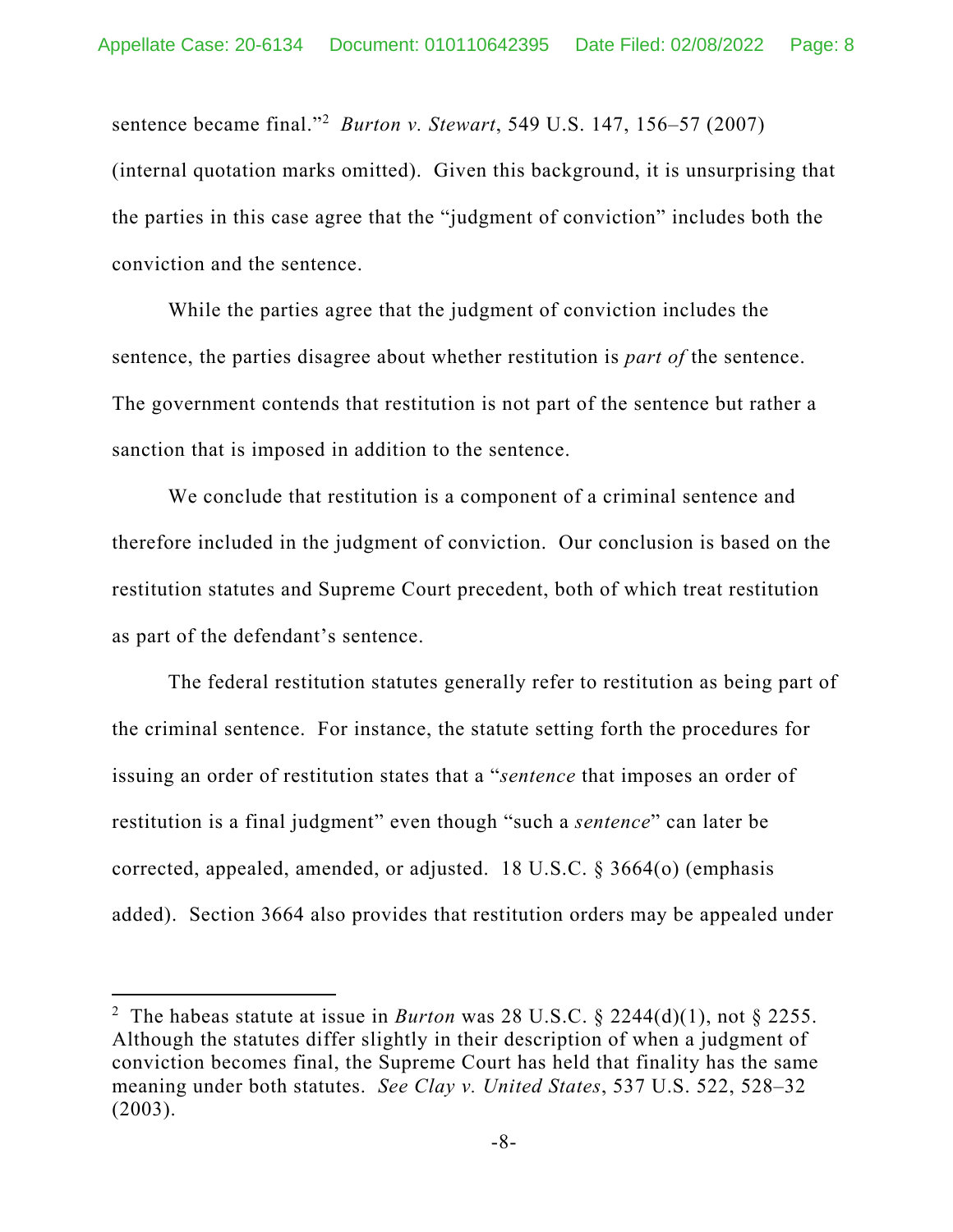sentence became final."[2] *Burton v. Stewart*, 549 U.S. 147, 156–57 (2007) (internal quotation marks omitted). Given this background, it is unsurprising that the parties in this case agree that the "judgment of conviction" includes both the conviction and the sentence.

While the parties agree that the judgment of conviction includes the sentence, the parties disagree about whether restitution is *part of* the sentence. The government contends that restitution is not part of the sentence but rather a sanction that is imposed in addition to the sentence.

We conclude that restitution is a component of a criminal sentence and therefore included in the judgment of conviction. Our conclusion is based on the restitution statutes and Supreme Court precedent, both of which treat restitution as part of the defendant's sentence.

The federal restitution statutes generally refer to restitution as being part of the criminal sentence. For instance, the statute setting forth the procedures for issuing an order of restitution states that a "*sentence* that imposes an order of restitution is a final judgment" even though "such a *sentence*" can later be corrected, appealed, amended, or adjusted. 18 U.S.C. § 3664(o) (emphasis added). Section 3664 also provides that restitution orders may be appealed under

---

[2] The habeas statute at issue in *Burton* was 28 U.S.C. § 2244(d)(1), not § 2255. Although the statutes differ slightly in their description of when a judgment of conviction becomes final, the Supreme Court has held that finality has the same meaning under both statutes. *See Clay v. United States*, 537 U.S. 522, 528–32 (2003).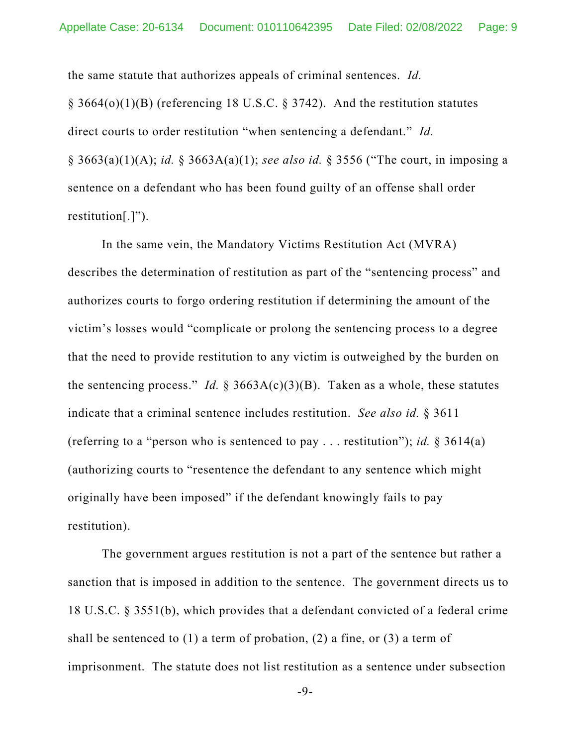the same statute that authorizes appeals of criminal sentences. *Id.* § 3664(o)(1)(B) (referencing 18 U.S.C. § 3742). And the restitution statutes direct courts to order restitution "when sentencing a defendant." *Id.* § 3663(a)(1)(A); *id.* § 3663A(a)(1); *see also id.* § 3556 ("The court, in imposing a sentence on a defendant who has been found guilty of an offense shall order restitution[.]").

In the same vein, the Mandatory Victims Restitution Act (MVRA) describes the determination of restitution as part of the "sentencing process" and authorizes courts to forgo ordering restitution if determining the amount of the victim's losses would "complicate or prolong the sentencing process to a degree that the need to provide restitution to any victim is outweighed by the burden on the sentencing process." *Id.* § 3663A(c)(3)(B). Taken as a whole, these statutes indicate that a criminal sentence includes restitution. *See also id.* § 3611 (referring to a "person who is sentenced to pay . . . restitution"); *id.* § 3614(a) (authorizing courts to "resentence the defendant to any sentence which might originally have been imposed" if the defendant knowingly fails to pay restitution).

The government argues restitution is not a part of the sentence but rather a sanction that is imposed in addition to the sentence. The government directs us to 18 U.S.C. § 3551(b), which provides that a defendant convicted of a federal crime shall be sentenced to (1) a term of probation, (2) a fine, or (3) a term of imprisonment. The statute does not list restitution as a sentence under subsection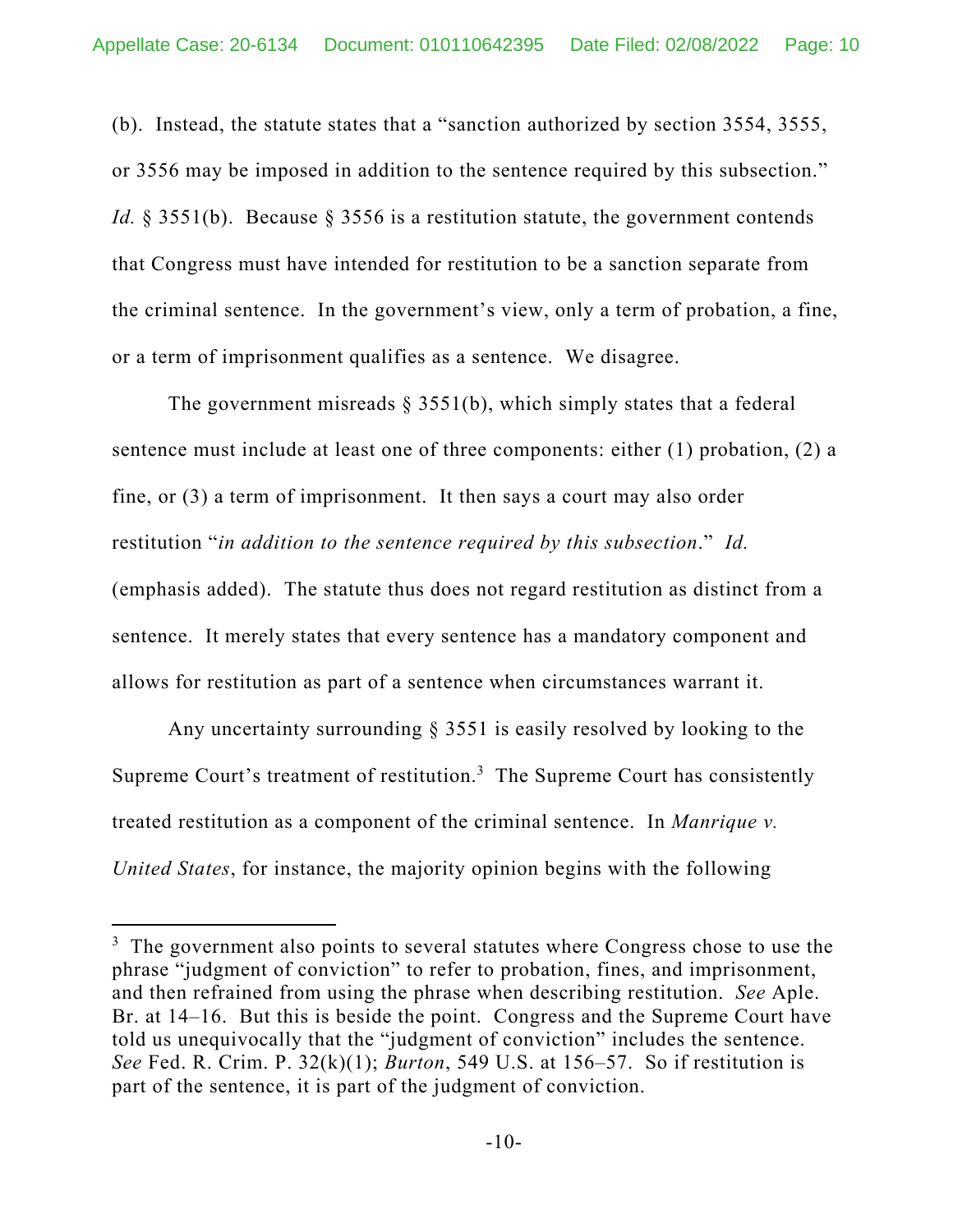(b). Instead, the statute states that a "sanction authorized by section 3554, 3555, or 3556 may be imposed in addition to the sentence required by this subsection." *Id.* § 3551(b). Because § 3556 is a restitution statute, the government contends that Congress must have intended for restitution to be a sanction separate from the criminal sentence. In the government's view, only a term of probation, a fine, or a term of imprisonment qualifies as a sentence. We disagree.

The government misreads § 3551(b), which simply states that a federal sentence must include at least one of three components: either (1) probation, (2) a fine, or (3) a term of imprisonment. It then says a court may also order restitution "*in addition to the sentence required by this subsection*." *Id.* (emphasis added). The statute thus does not regard restitution as distinct from a sentence. It merely states that every sentence has a mandatory component and allows for restitution as part of a sentence when circumstances warrant it.

Any uncertainty surrounding § 3551 is easily resolved by looking to the Supreme Court's treatment of restitution.[3] The Supreme Court has consistently treated restitution as a component of the criminal sentence. In *Manrique v. United States*, for instance, the majority opinion begins with the following

---

[3] The government also points to several statutes where Congress chose to use the phrase "judgment of conviction" to refer to probation, fines, and imprisonment, and then refrained from using the phrase when describing restitution. *See* Aple. Br. at 14–16. But this is beside the point. Congress and the Supreme Court have told us unequivocally that the "judgment of conviction" includes the sentence. *See* Fed. R. Crim. P. 32(k)(1); *Burton*, 549 U.S. at 156–57. So if restitution is part of the sentence, it is part of the judgment of conviction.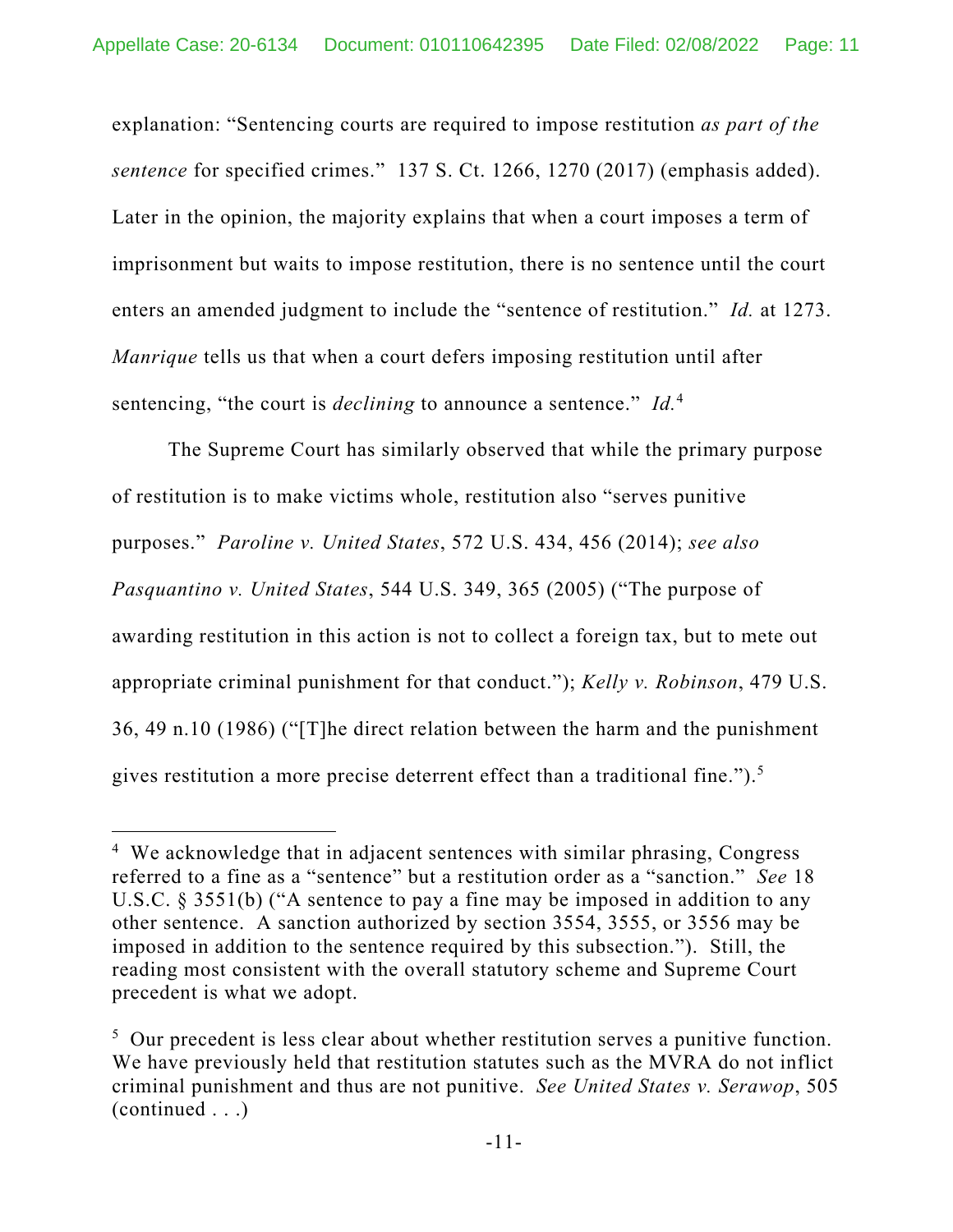explanation: "Sentencing courts are required to impose restitution *as part of the sentence* for specified crimes." 137 S. Ct. 1266, 1270 (2017) (emphasis added). Later in the opinion, the majority explains that when a court imposes a term of imprisonment but waits to impose restitution, there is no sentence until the court enters an amended judgment to include the "sentence of restitution." *Id.* at 1273. *Manrique* tells us that when a court defers imposing restitution until after sentencing, "the court is *declining* to announce a sentence." *Id.*[4]

The Supreme Court has similarly observed that while the primary purpose of restitution is to make victims whole, restitution also "serves punitive purposes." *Paroline v. United States*, 572 U.S. 434, 456 (2014); *see also Pasquantino v. United States*, 544 U.S. 349, 365 (2005) ("The purpose of awarding restitution in this action is not to collect a foreign tax, but to mete out appropriate criminal punishment for that conduct."); *Kelly v. Robinson*, 479 U.S. 36, 49 n.10 (1986) ("[T]he direct relation between the harm and the punishment gives restitution a more precise deterrent effect than a traditional fine.").[5]

---

[4] We acknowledge that in adjacent sentences with similar phrasing, Congress referred to a fine as a "sentence" but a restitution order as a "sanction." *See* 18 U.S.C. § 3551(b) ("A sentence to pay a fine may be imposed in addition to any other sentence. A sanction authorized by section 3554, 3555, or 3556 may be imposed in addition to the sentence required by this subsection."). Still, the reading most consistent with the overall statutory scheme and Supreme Court precedent is what we adopt.

[5] Our precedent is less clear about whether restitution serves a punitive function. We have previously held that restitution statutes such as the MVRA do not inflict criminal punishment and thus are not punitive. *See United States v. Serawop*, 505 (continued . . .)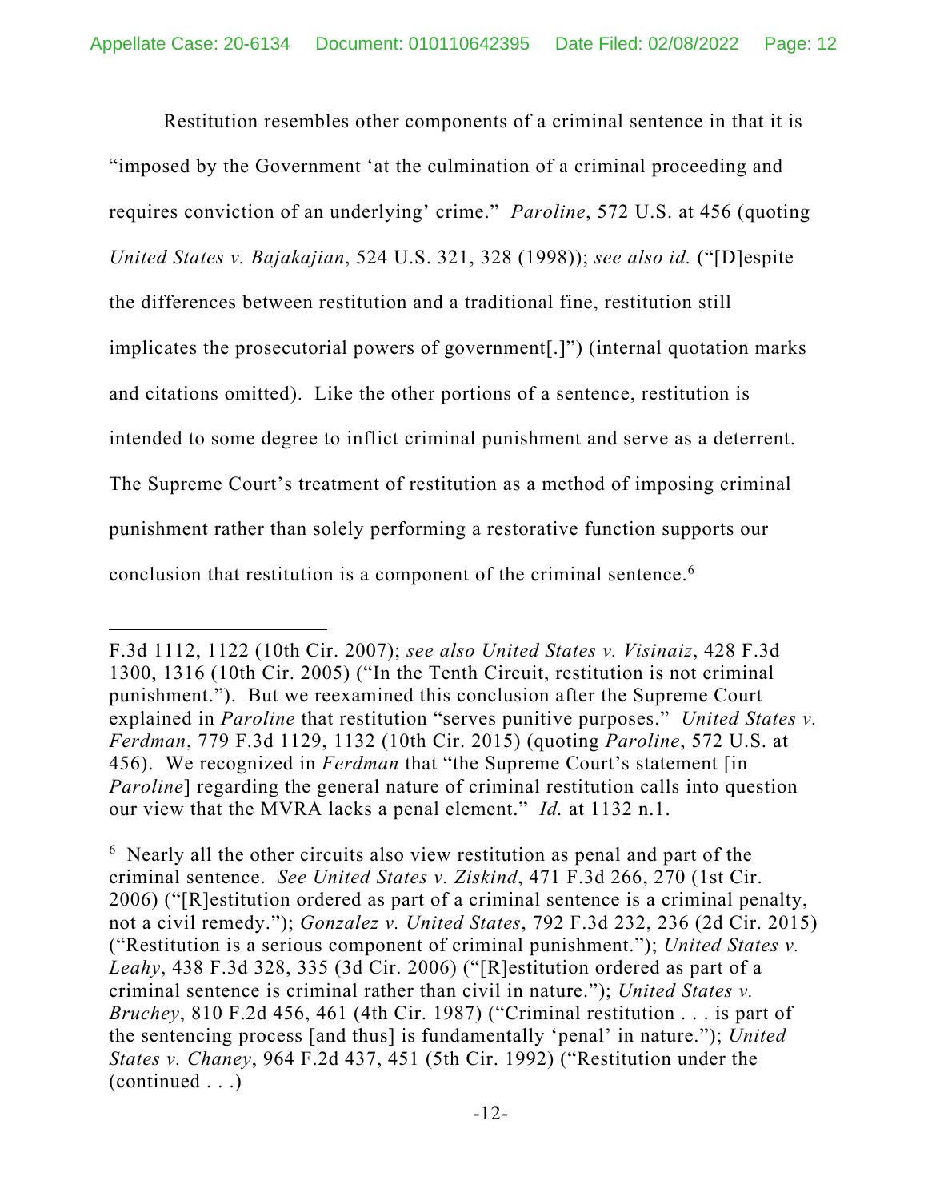Restitution resembles other components of a criminal sentence in that it is "imposed by the Government 'at the culmination of a criminal proceeding and requires conviction of an underlying' crime." *Paroline*, 572 U.S. at 456 (quoting *United States v. Bajakajian*, 524 U.S. 321, 328 (1998)); *see also id.* ("[D]espite the differences between restitution and a traditional fine, restitution still implicates the prosecutorial powers of government[.]") (internal quotation marks and citations omitted). Like the other portions of a sentence, restitution is intended to some degree to inflict criminal punishment and serve as a deterrent. The Supreme Court's treatment of restitution as a method of imposing criminal punishment rather than solely performing a restorative function supports our conclusion that restitution is a component of the criminal sentence.[6]

---

F.3d 1112, 1122 (10th Cir. 2007); *see also United States v. Visinaiz*, 428 F.3d 1300, 1316 (10th Cir. 2005) ("In the Tenth Circuit, restitution is not criminal punishment."). But we reexamined this conclusion after the Supreme Court explained in *Paroline* that restitution "serves punitive purposes." *United States v. Ferdman*, 779 F.3d 1129, 1132 (10th Cir. 2015) (quoting *Paroline*, 572 U.S. at 456). We recognized in *Ferdman* that "the Supreme Court's statement [in *Paroline*] regarding the general nature of criminal restitution calls into question our view that the MVRA lacks a penal element." *Id.* at 1132 n.1.

[6] Nearly all the other circuits also view restitution as penal and part of the criminal sentence. *See United States v. Ziskind*, 471 F.3d 266, 270 (1st Cir. 2006) ("[R]estitution ordered as part of a criminal sentence is a criminal penalty, not a civil remedy."); *Gonzalez v. United States*, 792 F.3d 232, 236 (2d Cir. 2015) ("Restitution is a serious component of criminal punishment."); *United States v. Leahy*, 438 F.3d 328, 335 (3d Cir. 2006) ("[R]estitution ordered as part of a criminal sentence is criminal rather than civil in nature."); *United States v. Bruchey*, 810 F.2d 456, 461 (4th Cir. 1987) ("Criminal restitution . . . is part of the sentencing process [and thus] is fundamentally 'penal' in nature."); *United States v. Chaney*, 964 F.2d 437, 451 (5th Cir. 1992) ("Restitution under the (continued . . .)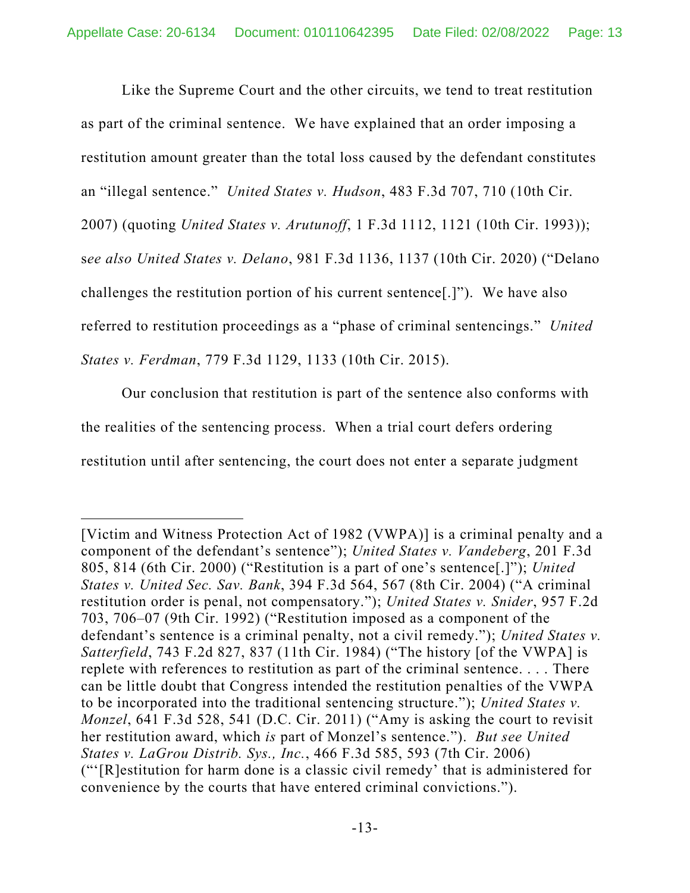Like the Supreme Court and the other circuits, we tend to treat restitution as part of the criminal sentence. We have explained that an order imposing a restitution amount greater than the total loss caused by the defendant constitutes an "illegal sentence." *United States v. Hudson*, 483 F.3d 707, 710 (10th Cir. 2007) (quoting *United States v. Arutunoff*, 1 F.3d 1112, 1121 (10th Cir. 1993)); s*ee also United States v. Delano*, 981 F.3d 1136, 1137 (10th Cir. 2020) ("Delano challenges the restitution portion of his current sentence[.]"). We have also referred to restitution proceedings as a "phase of criminal sentencings." *United States v. Ferdman*, 779 F.3d 1129, 1133 (10th Cir. 2015).

Our conclusion that restitution is part of the sentence also conforms with the realities of the sentencing process. When a trial court defers ordering restitution until after sentencing, the court does not enter a separate judgment

---

[Victim and Witness Protection Act of 1982 (VWPA)] is a criminal penalty and a component of the defendant's sentence"); *United States v. Vandeberg*, 201 F.3d 805, 814 (6th Cir. 2000) ("Restitution is a part of one's sentence[.]"); *United States v. United Sec. Sav. Bank*, 394 F.3d 564, 567 (8th Cir. 2004) ("A criminal restitution order is penal, not compensatory."); *United States v. Snider*, 957 F.2d 703, 706–07 (9th Cir. 1992) ("Restitution imposed as a component of the defendant's sentence is a criminal penalty, not a civil remedy."); *United States v. Satterfield*, 743 F.2d 827, 837 (11th Cir. 1984) ("The history [of the VWPA] is replete with references to restitution as part of the criminal sentence. . . . There can be little doubt that Congress intended the restitution penalties of the VWPA to be incorporated into the traditional sentencing structure."); *United States v. Monzel*, 641 F.3d 528, 541 (D.C. Cir. 2011) ("Amy is asking the court to revisit her restitution award, which *is* part of Monzel's sentence."). *But see United States v. LaGrou Distrib. Sys., Inc.*, 466 F.3d 585, 593 (7th Cir. 2006) ("'[R]estitution for harm done is a classic civil remedy' that is administered for convenience by the courts that have entered criminal convictions.").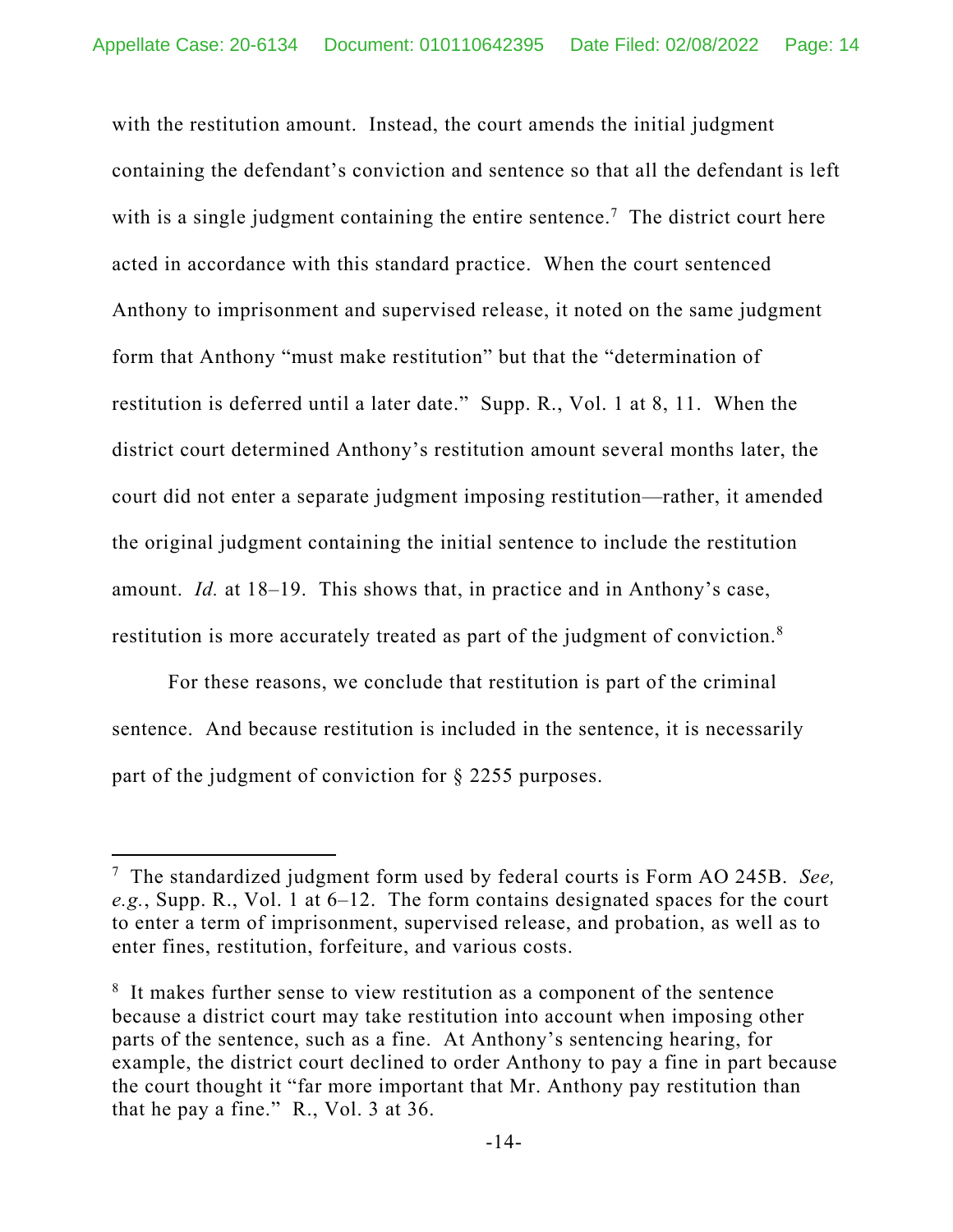with the restitution amount. Instead, the court amends the initial judgment containing the defendant's conviction and sentence so that all the defendant is left with is a single judgment containing the entire sentence.[7] The district court here acted in accordance with this standard practice. When the court sentenced Anthony to imprisonment and supervised release, it noted on the same judgment form that Anthony "must make restitution" but that the "determination of restitution is deferred until a later date." Supp. R., Vol. 1 at 8, 11. When the district court determined Anthony's restitution amount several months later, the court did not enter a separate judgment imposing restitution—rather, it amended the original judgment containing the initial sentence to include the restitution amount. *Id.* at 18–19. This shows that, in practice and in Anthony's case, restitution is more accurately treated as part of the judgment of conviction.[8]

For these reasons, we conclude that restitution is part of the criminal sentence. And because restitution is included in the sentence, it is necessarily part of the judgment of conviction for § 2255 purposes.

---

[7] The standardized judgment form used by federal courts is Form AO 245B. *See, e.g.*, Supp. R., Vol. 1 at 6–12. The form contains designated spaces for the court to enter a term of imprisonment, supervised release, and probation, as well as to enter fines, restitution, forfeiture, and various costs.

[8] It makes further sense to view restitution as a component of the sentence because a district court may take restitution into account when imposing other parts of the sentence, such as a fine. At Anthony's sentencing hearing, for example, the district court declined to order Anthony to pay a fine in part because the court thought it "far more important that Mr. Anthony pay restitution than that he pay a fine." R., Vol. 3 at 36.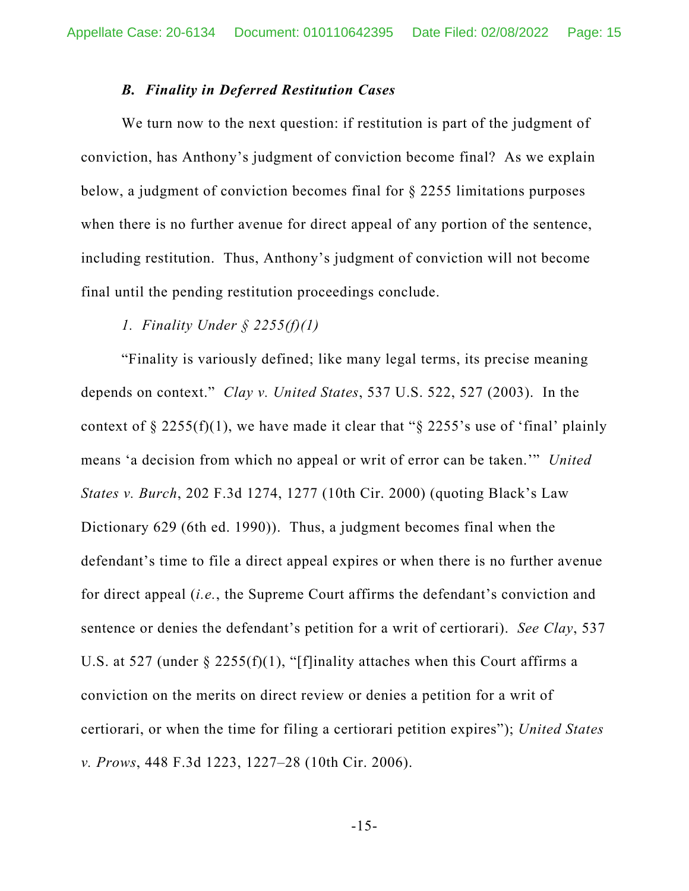### *B. Finality in Deferred Restitution Cases*

We turn now to the next question: if restitution is part of the judgment of conviction, has Anthony's judgment of conviction become final? As we explain below, a judgment of conviction becomes final for § 2255 limitations purposes when there is no further avenue for direct appeal of any portion of the sentence, including restitution. Thus, Anthony's judgment of conviction will not become final until the pending restitution proceedings conclude.

#### *1. Finality Under § 2255(f)(1)*

"Finality is variously defined; like many legal terms, its precise meaning depends on context." *Clay v. United States*, 537 U.S. 522, 527 (2003). In the context of § 2255(f)(1), we have made it clear that "§ 2255's use of 'final' plainly means 'a decision from which no appeal or writ of error can be taken.'" *United States v. Burch*, 202 F.3d 1274, 1277 (10th Cir. 2000) (quoting Black's Law Dictionary 629 (6th ed. 1990)). Thus, a judgment becomes final when the defendant's time to file a direct appeal expires or when there is no further avenue for direct appeal (*i.e.*, the Supreme Court affirms the defendant's conviction and sentence or denies the defendant's petition for a writ of certiorari). *See Clay*, 537 U.S. at 527 (under § 2255(f)(1), "[f]inality attaches when this Court affirms a conviction on the merits on direct review or denies a petition for a writ of certiorari, or when the time for filing a certiorari petition expires"); *United States v. Prows*, 448 F.3d 1223, 1227–28 (10th Cir. 2006).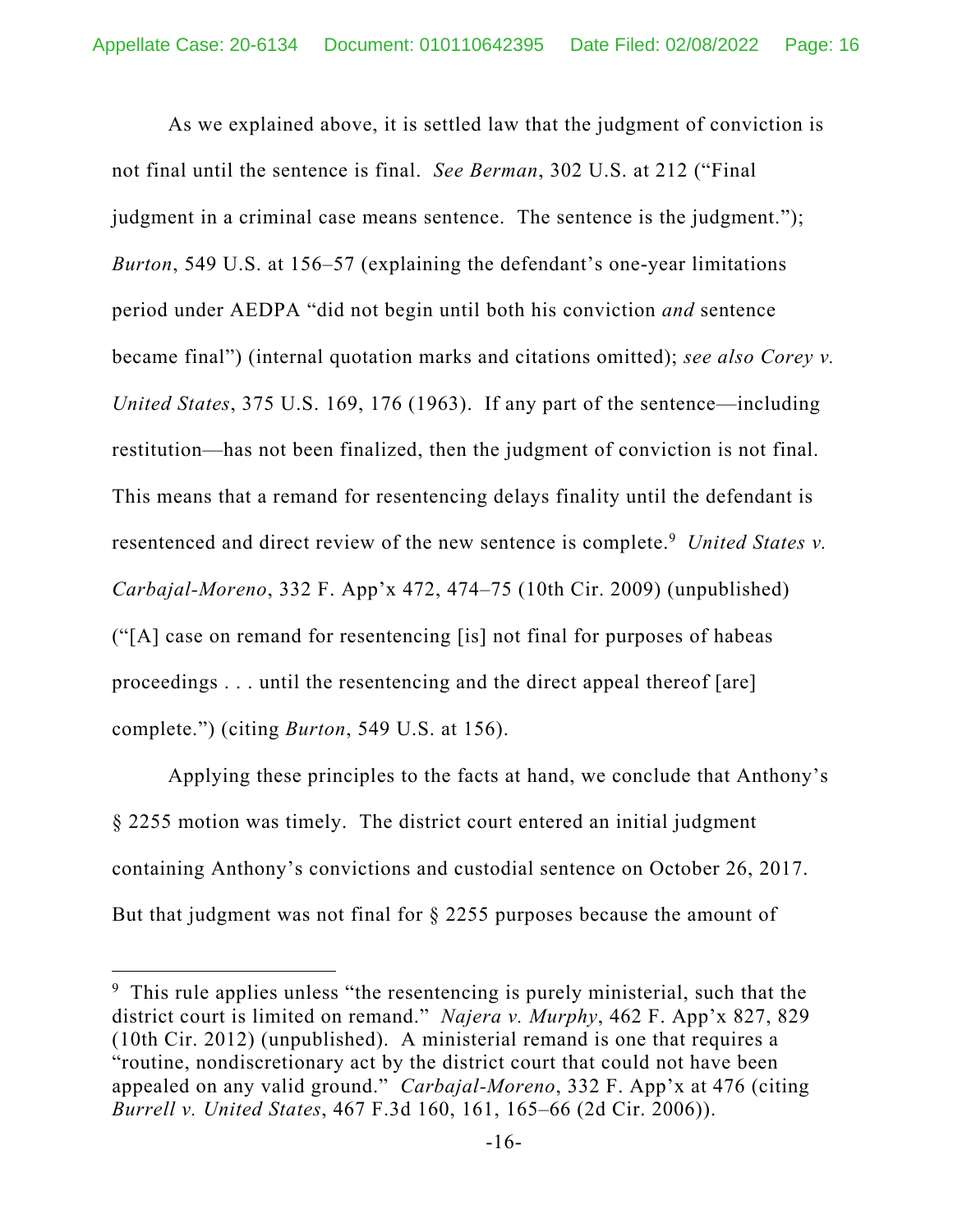As we explained above, it is settled law that the judgment of conviction is not final until the sentence is final. *See Berman*, 302 U.S. at 212 ("Final judgment in a criminal case means sentence. The sentence is the judgment."); *Burton*, 549 U.S. at 156–57 (explaining the defendant's one-year limitations period under AEDPA "did not begin until both his conviction *and* sentence became final") (internal quotation marks and citations omitted); *see also Corey v. United States*, 375 U.S. 169, 176 (1963). If any part of the sentence—including restitution—has not been finalized, then the judgment of conviction is not final. This means that a remand for resentencing delays finality until the defendant is resentenced and direct review of the new sentence is complete.[9] *United States v. Carbajal-Moreno*, 332 F. App'x 472, 474–75 (10th Cir. 2009) (unpublished) ("[A] case on remand for resentencing [is] not final for purposes of habeas proceedings . . . until the resentencing and the direct appeal thereof [are] complete.") (citing *Burton*, 549 U.S. at 156).

Applying these principles to the facts at hand, we conclude that Anthony's § 2255 motion was timely. The district court entered an initial judgment containing Anthony's convictions and custodial sentence on October 26, 2017. But that judgment was not final for § 2255 purposes because the amount of

[9] This rule applies unless "the resentencing is purely ministerial, such that the district court is limited on remand." *Najera v. Murphy*, 462 F. App'x 827, 829 (10th Cir. 2012) (unpublished). A ministerial remand is one that requires a "routine, nondiscretionary act by the district court that could not have been appealed on any valid ground." *Carbajal-Moreno*, 332 F. App'x at 476 (citing *Burrell v. United States*, 467 F.3d 160, 161, 165–66 (2d Cir. 2006)).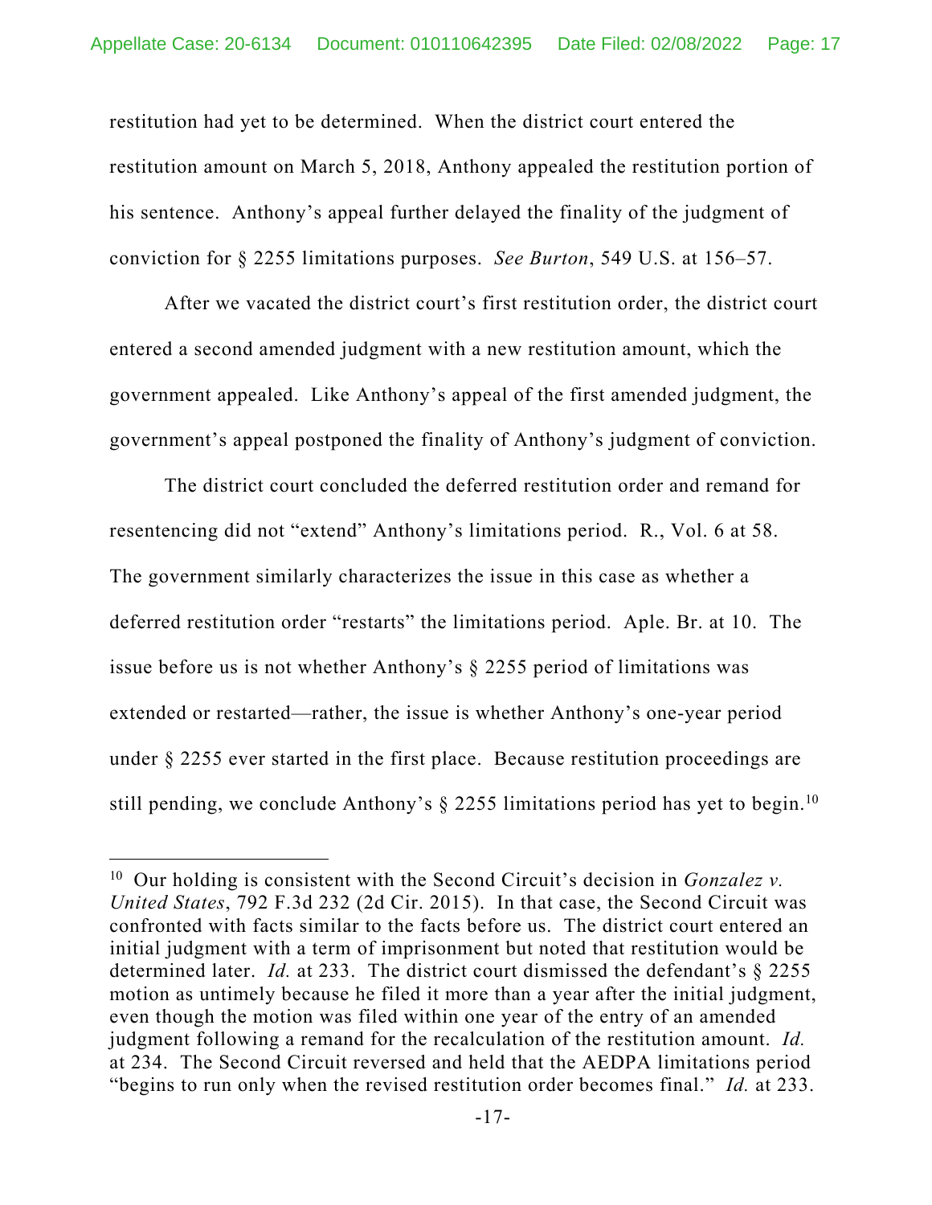restitution had yet to be determined. When the district court entered the restitution amount on March 5, 2018, Anthony appealed the restitution portion of his sentence. Anthony's appeal further delayed the finality of the judgment of conviction for § 2255 limitations purposes. *See Burton*, 549 U.S. at 156–57.

After we vacated the district court's first restitution order, the district court entered a second amended judgment with a new restitution amount, which the government appealed. Like Anthony's appeal of the first amended judgment, the government's appeal postponed the finality of Anthony's judgment of conviction.

The district court concluded the deferred restitution order and remand for resentencing did not "extend" Anthony's limitations period. R., Vol. 6 at 58. The government similarly characterizes the issue in this case as whether a deferred restitution order "restarts" the limitations period. Aple. Br. at 10. The issue before us is not whether Anthony's § 2255 period of limitations was extended or restarted—rather, the issue is whether Anthony's one-year period under § 2255 ever started in the first place. Because restitution proceedings are still pending, we conclude Anthony's § 2255 limitations period has yet to begin.[10]

---

[10] Our holding is consistent with the Second Circuit's decision in *Gonzalez v. United States*, 792 F.3d 232 (2d Cir. 2015). In that case, the Second Circuit was confronted with facts similar to the facts before us. The district court entered an initial judgment with a term of imprisonment but noted that restitution would be determined later. *Id.* at 233. The district court dismissed the defendant's § 2255 motion as untimely because he filed it more than a year after the initial judgment, even though the motion was filed within one year of the entry of an amended judgment following a remand for the recalculation of the restitution amount. *Id.* at 234. The Second Circuit reversed and held that the AEDPA limitations period "begins to run only when the revised restitution order becomes final." *Id.* at 233.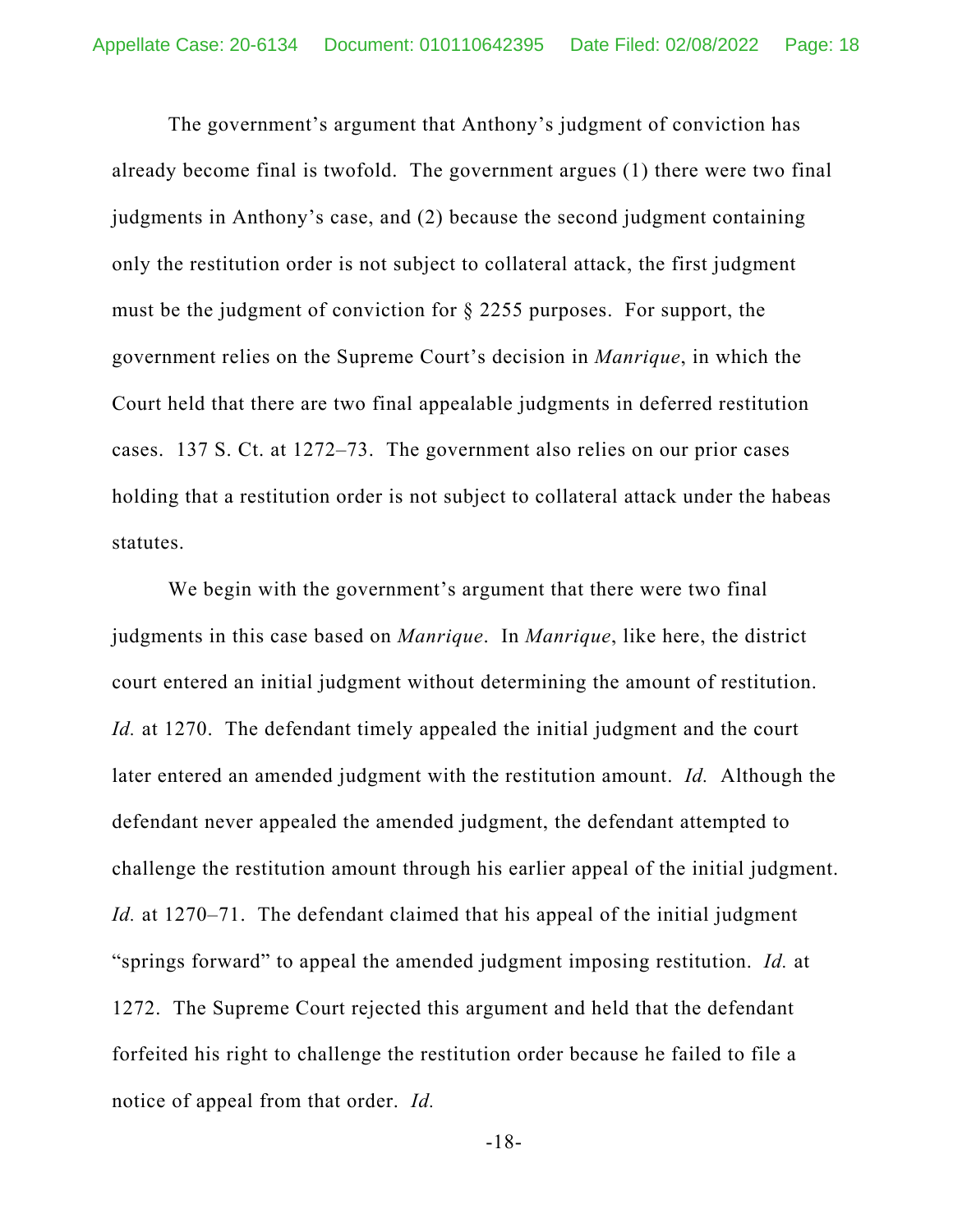The government's argument that Anthony's judgment of conviction has already become final is twofold. The government argues (1) there were two final judgments in Anthony's case, and (2) because the second judgment containing only the restitution order is not subject to collateral attack, the first judgment must be the judgment of conviction for § 2255 purposes. For support, the government relies on the Supreme Court's decision in *Manrique*, in which the Court held that there are two final appealable judgments in deferred restitution cases. 137 S. Ct. at 1272–73. The government also relies on our prior cases holding that a restitution order is not subject to collateral attack under the habeas statutes.

We begin with the government's argument that there were two final judgments in this case based on *Manrique*. In *Manrique*, like here, the district court entered an initial judgment without determining the amount of restitution. *Id.* at 1270. The defendant timely appealed the initial judgment and the court later entered an amended judgment with the restitution amount. *Id.* Although the defendant never appealed the amended judgment, the defendant attempted to challenge the restitution amount through his earlier appeal of the initial judgment. *Id.* at 1270–71. The defendant claimed that his appeal of the initial judgment "springs forward" to appeal the amended judgment imposing restitution. *Id.* at 1272. The Supreme Court rejected this argument and held that the defendant forfeited his right to challenge the restitution order because he failed to file a notice of appeal from that order. *Id.*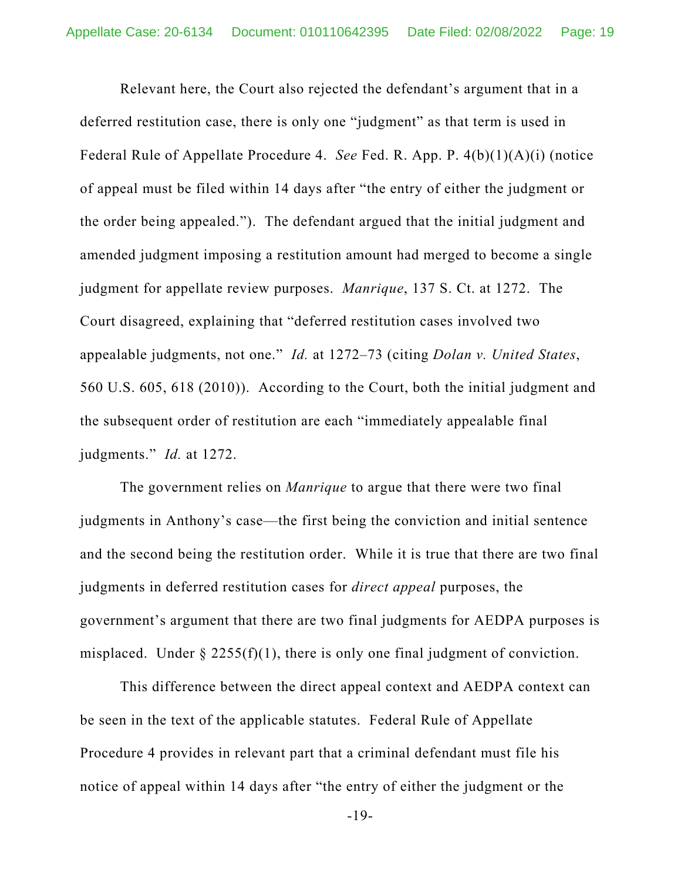Relevant here, the Court also rejected the defendant's argument that in a deferred restitution case, there is only one "judgment" as that term is used in Federal Rule of Appellate Procedure 4. *See* Fed. R. App. P. 4(b)(1)(A)(i) (notice of appeal must be filed within 14 days after "the entry of either the judgment or the order being appealed."). The defendant argued that the initial judgment and amended judgment imposing a restitution amount had merged to become a single judgment for appellate review purposes. *Manrique*, 137 S. Ct. at 1272. The Court disagreed, explaining that "deferred restitution cases involved two appealable judgments, not one." *Id.* at 1272–73 (citing *Dolan v. United States*, 560 U.S. 605, 618 (2010)). According to the Court, both the initial judgment and the subsequent order of restitution are each "immediately appealable final judgments." *Id.* at 1272.

The government relies on *Manrique* to argue that there were two final judgments in Anthony's case—the first being the conviction and initial sentence and the second being the restitution order. While it is true that there are two final judgments in deferred restitution cases for *direct appeal* purposes, the government's argument that there are two final judgments for AEDPA purposes is misplaced. Under § 2255(f)(1), there is only one final judgment of conviction.

This difference between the direct appeal context and AEDPA context can be seen in the text of the applicable statutes. Federal Rule of Appellate Procedure 4 provides in relevant part that a criminal defendant must file his notice of appeal within 14 days after "the entry of either the judgment or the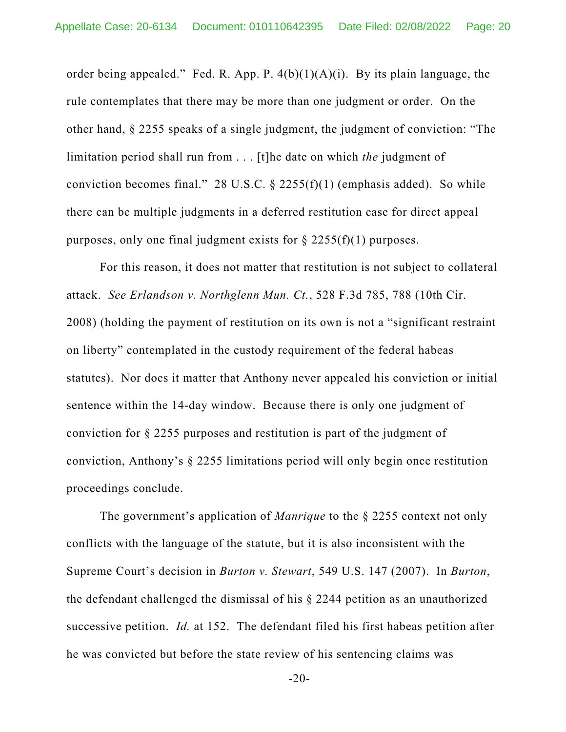order being appealed." Fed. R. App. P. 4(b)(1)(A)(i). By its plain language, the rule contemplates that there may be more than one judgment or order. On the other hand, § 2255 speaks of a single judgment, the judgment of conviction: "The limitation period shall run from . . . [t]he date on which *the* judgment of conviction becomes final." 28 U.S.C. § 2255(f)(1) (emphasis added). So while there can be multiple judgments in a deferred restitution case for direct appeal purposes, only one final judgment exists for § 2255(f)(1) purposes.

For this reason, it does not matter that restitution is not subject to collateral attack. *See Erlandson v. Northglenn Mun. Ct.*, 528 F.3d 785, 788 (10th Cir. 2008) (holding the payment of restitution on its own is not a "significant restraint on liberty" contemplated in the custody requirement of the federal habeas statutes). Nor does it matter that Anthony never appealed his conviction or initial sentence within the 14-day window. Because there is only one judgment of conviction for § 2255 purposes and restitution is part of the judgment of conviction, Anthony's § 2255 limitations period will only begin once restitution proceedings conclude.

The government's application of *Manrique* to the § 2255 context not only conflicts with the language of the statute, but it is also inconsistent with the Supreme Court's decision in *Burton v. Stewart*, 549 U.S. 147 (2007). In *Burton*, the defendant challenged the dismissal of his § 2244 petition as an unauthorized successive petition. *Id.* at 152. The defendant filed his first habeas petition after he was convicted but before the state review of his sentencing claims was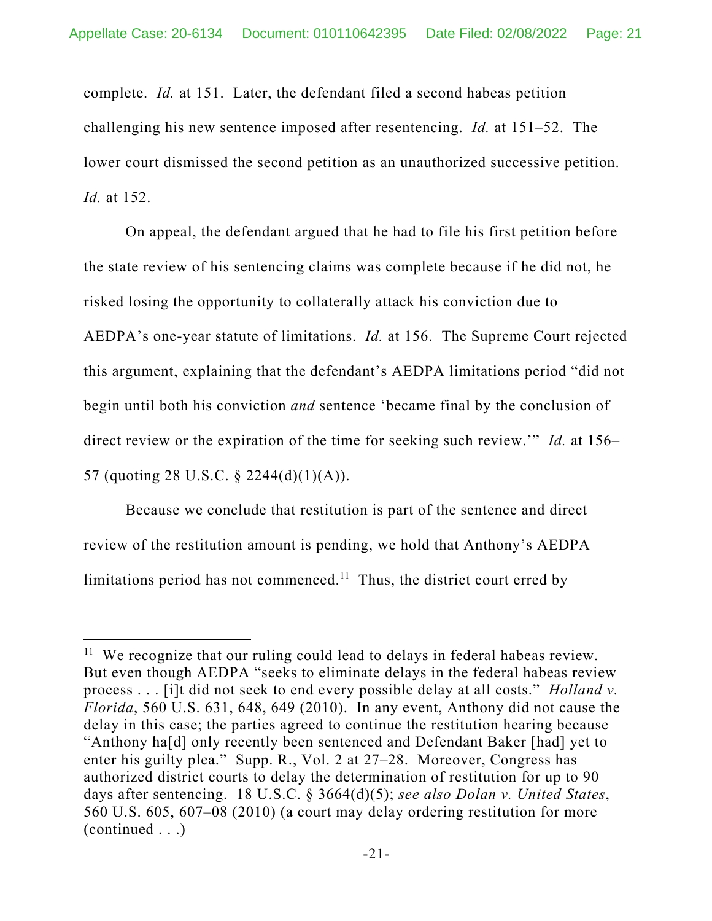complete. *Id.* at 151. Later, the defendant filed a second habeas petition challenging his new sentence imposed after resentencing. *Id.* at 151–52. The lower court dismissed the second petition as an unauthorized successive petition. *Id.* at 152.

On appeal, the defendant argued that he had to file his first petition before the state review of his sentencing claims was complete because if he did not, he risked losing the opportunity to collaterally attack his conviction due to AEDPA's one-year statute of limitations. *Id.* at 156. The Supreme Court rejected this argument, explaining that the defendant's AEDPA limitations period "did not begin until both his conviction *and* sentence 'became final by the conclusion of direct review or the expiration of the time for seeking such review.'" *Id.* at 156–57 (quoting 28 U.S.C. § 2244(d)(1)(A)).

Because we conclude that restitution is part of the sentence and direct review of the restitution amount is pending, we hold that Anthony's AEDPA limitations period has not commenced.[11] Thus, the district court erred by

---

[11] We recognize that our ruling could lead to delays in federal habeas review. But even though AEDPA "seeks to eliminate delays in the federal habeas review process . . . [i]t did not seek to end every possible delay at all costs." *Holland v. Florida*, 560 U.S. 631, 648, 649 (2010). In any event, Anthony did not cause the delay in this case; the parties agreed to continue the restitution hearing because "Anthony ha[d] only recently been sentenced and Defendant Baker [had] yet to enter his guilty plea." Supp. R., Vol. 2 at 27–28. Moreover, Congress has authorized district courts to delay the determination of restitution for up to 90 days after sentencing. 18 U.S.C. § 3664(d)(5); *see also Dolan v. United States*, 560 U.S. 605, 607–08 (2010) (a court may delay ordering restitution for more (continued . . .)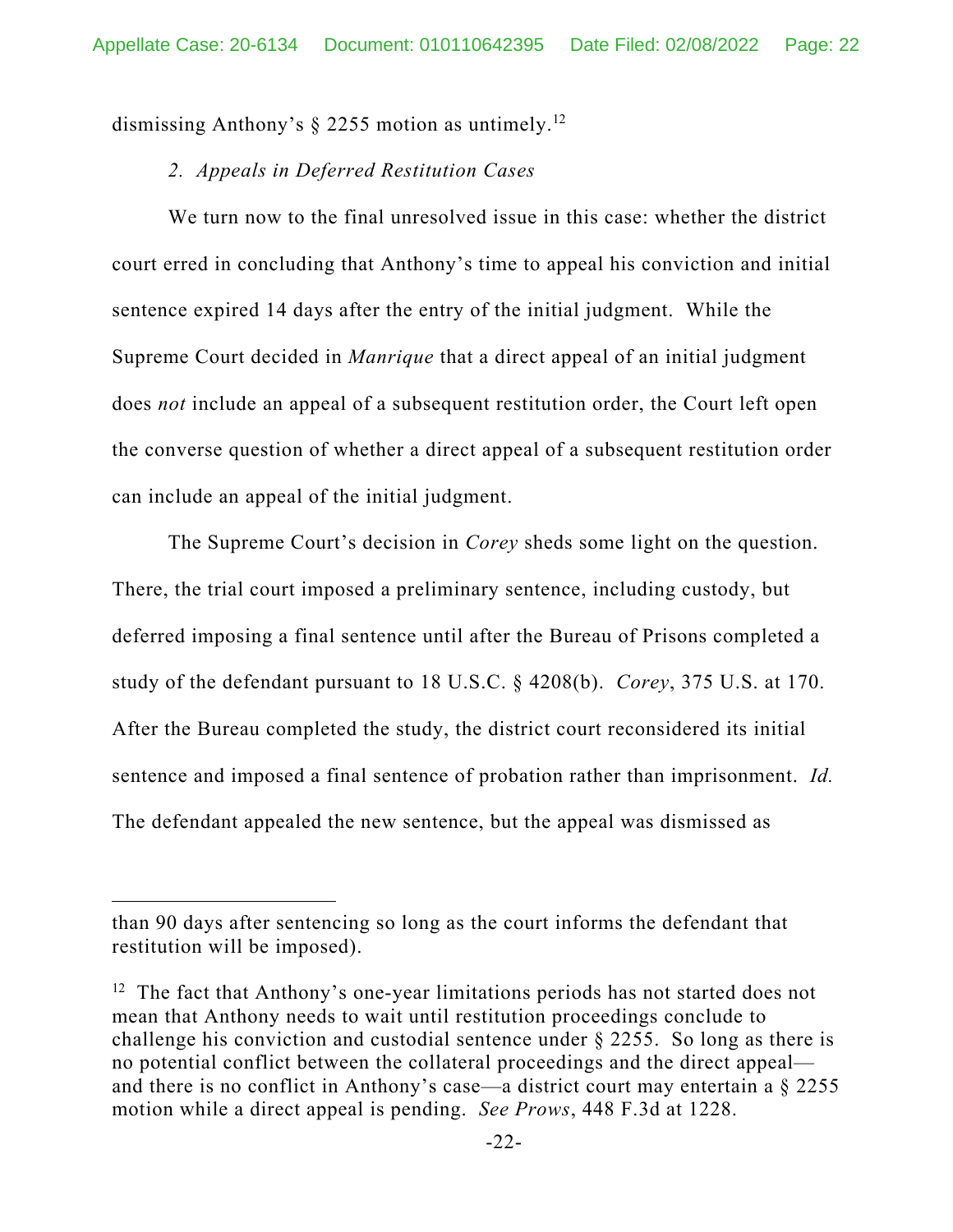dismissing Anthony's § 2255 motion as untimely.[12]

*2. Appeals in Deferred Restitution Cases*

We turn now to the final unresolved issue in this case: whether the district court erred in concluding that Anthony's time to appeal his conviction and initial sentence expired 14 days after the entry of the initial judgment. While the Supreme Court decided in *Manrique* that a direct appeal of an initial judgment does *not* include an appeal of a subsequent restitution order, the Court left open the converse question of whether a direct appeal of a subsequent restitution order can include an appeal of the initial judgment.

The Supreme Court's decision in *Corey* sheds some light on the question. There, the trial court imposed a preliminary sentence, including custody, but deferred imposing a final sentence until after the Bureau of Prisons completed a study of the defendant pursuant to 18 U.S.C. § 4208(b). *Corey*, 375 U.S. at 170. After the Bureau completed the study, the district court reconsidered its initial sentence and imposed a final sentence of probation rather than imprisonment. *Id.* The defendant appealed the new sentence, but the appeal was dismissed as

---

than 90 days after sentencing so long as the court informs the defendant that restitution will be imposed).

[12] The fact that Anthony's one-year limitations periods has not started does not mean that Anthony needs to wait until restitution proceedings conclude to challenge his conviction and custodial sentence under § 2255. So long as there is no potential conflict between the collateral proceedings and the direct appeal—and there is no conflict in Anthony's case—a district court may entertain a § 2255 motion while a direct appeal is pending. *See Prows*, 448 F.3d at 1228.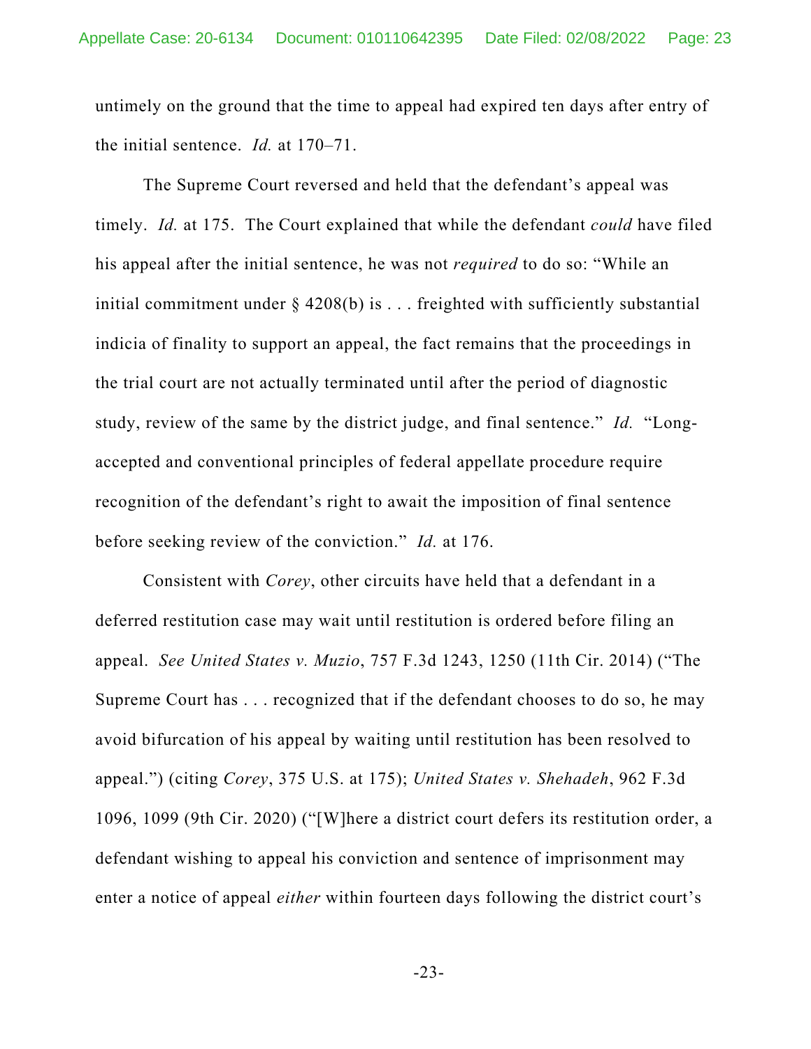untimely on the ground that the time to appeal had expired ten days after entry of the initial sentence. *Id.* at 170–71.

The Supreme Court reversed and held that the defendant's appeal was timely. *Id.* at 175. The Court explained that while the defendant *could* have filed his appeal after the initial sentence, he was not *required* to do so: "While an initial commitment under § 4208(b) is . . . freighted with sufficiently substantial indicia of finality to support an appeal, the fact remains that the proceedings in the trial court are not actually terminated until after the period of diagnostic study, review of the same by the district judge, and final sentence." *Id.* "Long-accepted and conventional principles of federal appellate procedure require recognition of the defendant's right to await the imposition of final sentence before seeking review of the conviction." *Id.* at 176.

Consistent with *Corey*, other circuits have held that a defendant in a deferred restitution case may wait until restitution is ordered before filing an appeal. *See United States v. Muzio*, 757 F.3d 1243, 1250 (11th Cir. 2014) ("The Supreme Court has . . . recognized that if the defendant chooses to do so, he may avoid bifurcation of his appeal by waiting until restitution has been resolved to appeal.") (citing *Corey*, 375 U.S. at 175); *United States v. Shehadeh*, 962 F.3d 1096, 1099 (9th Cir. 2020) ("[W]here a district court defers its restitution order, a defendant wishing to appeal his conviction and sentence of imprisonment may enter a notice of appeal *either* within fourteen days following the district court's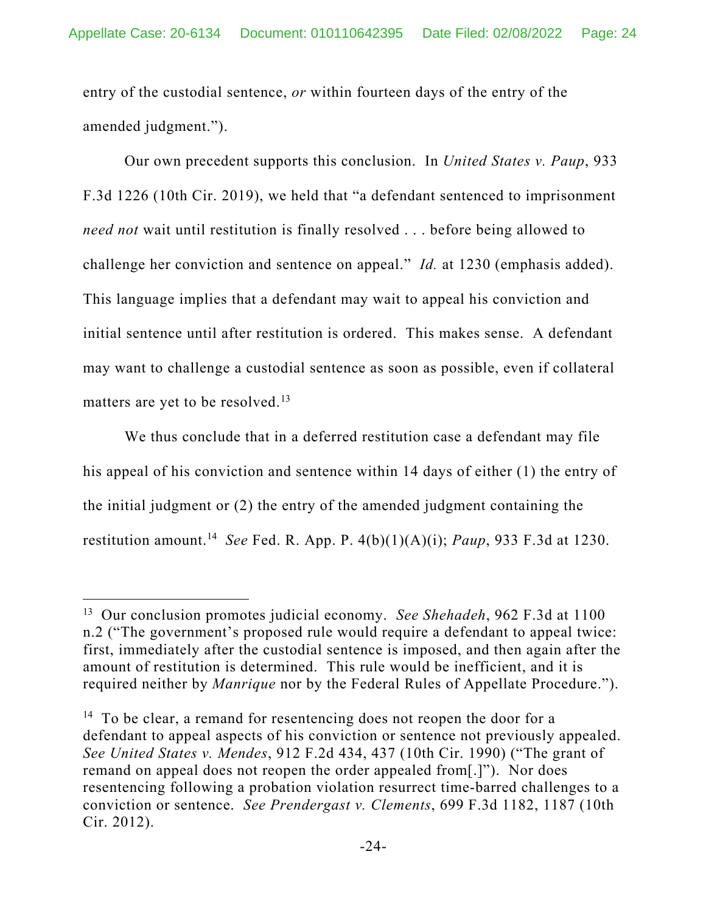entry of the custodial sentence, *or* within fourteen days of the entry of the amended judgment.").

Our own precedent supports this conclusion. In *United States v. Paup*, 933 F.3d 1226 (10th Cir. 2019), we held that "a defendant sentenced to imprisonment *need not* wait until restitution is finally resolved . . . before being allowed to challenge her conviction and sentence on appeal." *Id.* at 1230 (emphasis added). This language implies that a defendant may wait to appeal his conviction and initial sentence until after restitution is ordered. This makes sense. A defendant may want to challenge a custodial sentence as soon as possible, even if collateral matters are yet to be resolved.[13]

We thus conclude that in a deferred restitution case a defendant may file his appeal of his conviction and sentence within 14 days of either (1) the entry of the initial judgment or (2) the entry of the amended judgment containing the restitution amount.[14] *See* Fed. R. App. P. 4(b)(1)(A)(i); *Paup*, 933 F.3d at 1230.

---

[13] Our conclusion promotes judicial economy. *See Shehadeh*, 962 F.3d at 1100 n.2 ("The government's proposed rule would require a defendant to appeal twice: first, immediately after the custodial sentence is imposed, and then again after the amount of restitution is determined. This rule would be inefficient, and it is required neither by *Manrique* nor by the Federal Rules of Appellate Procedure.").

[14] To be clear, a remand for resentencing does not reopen the door for a defendant to appeal aspects of his conviction or sentence not previously appealed. *See United States v. Mendes*, 912 F.2d 434, 437 (10th Cir. 1990) ("The grant of remand on appeal does not reopen the order appealed from[.]"). Nor does resentencing following a probation violation resurrect time-barred challenges to a conviction or sentence. *See Prendergast v. Clements*, 699 F.3d 1182, 1187 (10th Cir. 2012).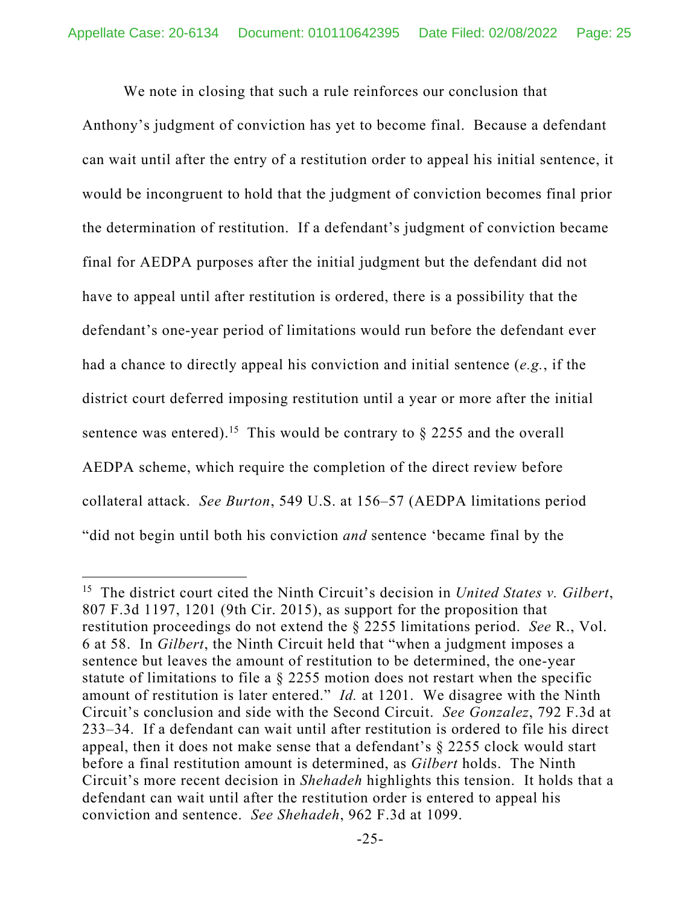We note in closing that such a rule reinforces our conclusion that Anthony's judgment of conviction has yet to become final. Because a defendant can wait until after the entry of a restitution order to appeal his initial sentence, it would be incongruent to hold that the judgment of conviction becomes final prior the determination of restitution. If a defendant's judgment of conviction became final for AEDPA purposes after the initial judgment but the defendant did not have to appeal until after restitution is ordered, there is a possibility that the defendant's one-year period of limitations would run before the defendant ever had a chance to directly appeal his conviction and initial sentence (*e.g.*, if the district court deferred imposing restitution until a year or more after the initial sentence was entered).[15] This would be contrary to § 2255 and the overall AEDPA scheme, which require the completion of the direct review before collateral attack. *See Burton*, 549 U.S. at 156–57 (AEDPA limitations period "did not begin until both his conviction *and* sentence 'became final by the

---

[15] The district court cited the Ninth Circuit's decision in *United States v. Gilbert*, 807 F.3d 1197, 1201 (9th Cir. 2015), as support for the proposition that restitution proceedings do not extend the § 2255 limitations period. *See* R., Vol. 6 at 58. In *Gilbert*, the Ninth Circuit held that "when a judgment imposes a sentence but leaves the amount of restitution to be determined, the one-year statute of limitations to file a § 2255 motion does not restart when the specific amount of restitution is later entered." *Id.* at 1201. We disagree with the Ninth Circuit's conclusion and side with the Second Circuit. *See Gonzalez*, 792 F.3d at 233–34. If a defendant can wait until after restitution is ordered to file his direct appeal, then it does not make sense that a defendant's § 2255 clock would start before a final restitution amount is determined, as *Gilbert* holds. The Ninth Circuit's more recent decision in *Shehadeh* highlights this tension. It holds that a defendant can wait until after the restitution order is entered to appeal his conviction and sentence. *See Shehadeh*, 962 F.3d at 1099.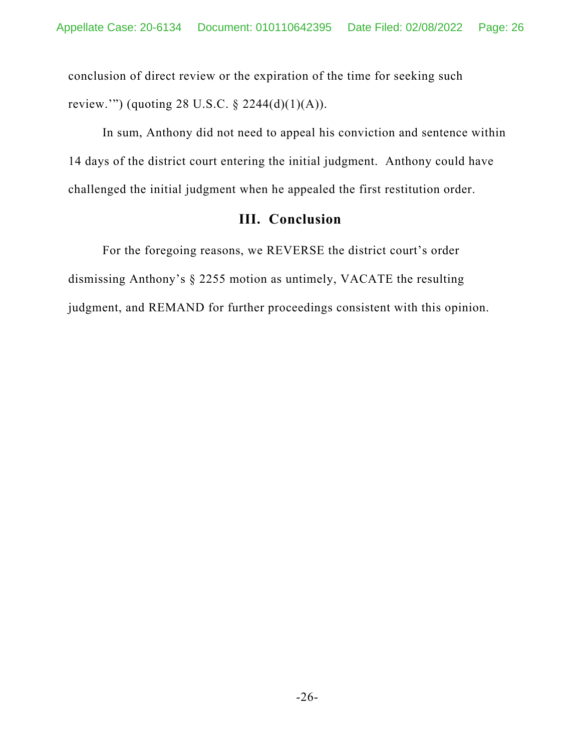conclusion of direct review or the expiration of the time for seeking such review.'") (quoting 28 U.S.C. § 2244(d)(1)(A)).

In sum, Anthony did not need to appeal his conviction and sentence within 14 days of the district court entering the initial judgment. Anthony could have challenged the initial judgment when he appealed the first restitution order.

## III. Conclusion

For the foregoing reasons, we REVERSE the district court's order dismissing Anthony's § 2255 motion as untimely, VACATE the resulting judgment, and REMAND for further proceedings consistent with this opinion.